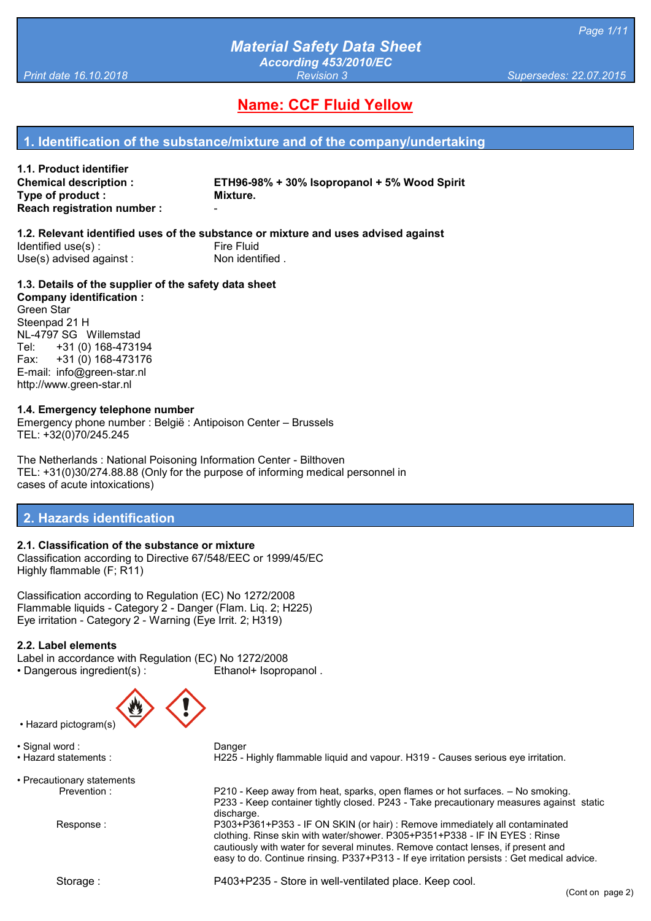# Material Safety Data Sheet

*According 453/2010/EC*

*Print date 16.10.2018* — *Revision 3* — *Supersedes: 22.07.2015*

## Name: CCF Fluid Yellow

## 1. Identification of the substance/mixture and of the company/undertaking

### 1.1. Product identifier

**Chemical description :** **ETH96-98% + 30% Isopropanol + 5% Wood Spirit**
**Type of product :** **Mixture.**
**Reach registration number :** -

### 1.2. Relevant identified uses of the substance or mixture and uses advised against

Identified use(s) : Fire Fluid
Use(s) advised against : Non identified .

### 1.3. Details of the supplier of the safety data sheet

**Company identification :**
Green Star
Steenpad 21 H
NL-4797 SG Willemstad
Tel: +31 (0) 168-473194
Fax: +31 (0) 168-473176
E-mail: info@green-star.nl
http://www.green-star.nl

### 1.4. Emergency telephone number

Emergency phone number : België : Antipoison Center – Brussels
TEL: +32(0)70/245.245

The Netherlands : National Poisoning Information Center - Bilthoven
TEL: +31(0)30/274.88.88 (Only for the purpose of informing medical personnel in cases of acute intoxications)

## 2. Hazards identification

### 2.1. Classification of the substance or mixture

Classification according to Directive 67/548/EEC or 1999/45/EC
Highly flammable (F; R11)

Classification according to Regulation (EC) No 1272/2008
Flammable liquids - Category 2 - Danger (Flam. Liq. 2; H225)
Eye irritation - Category 2 - Warning (Eye Irrit. 2; H319)

### 2.2. Label elements

Label in accordance with Regulation (EC) No 1272/2008

- Dangerous ingredient(s) : Ethanol+ Isopropanol .
- Hazard pictogram(s)
- Signal word : Danger
- Hazard statements : H225 - Highly flammable liquid and vapour. H319 - Causes serious eye irritation.
- Precautionary statements
  - Prevention : P210 - Keep away from heat, sparks, open flames or hot surfaces. – No smoking. P233 - Keep container tightly closed. P243 - Take precautionary measures against static discharge.
  - Response : P303+P361+P353 - IF ON SKIN (or hair) : Remove immediately all contaminated clothing. Rinse skin with water/shower. P305+P351+P338 - IF IN EYES : Rinse cautiously with water for several minutes. Remove contact lenses, if present and easy to do. Continue rinsing. P337+P313 - If eye irritation persists : Get medical advice.
  - Storage : P403+P235 - Store in well-ventilated place. Keep cool.

(Cont on page 2)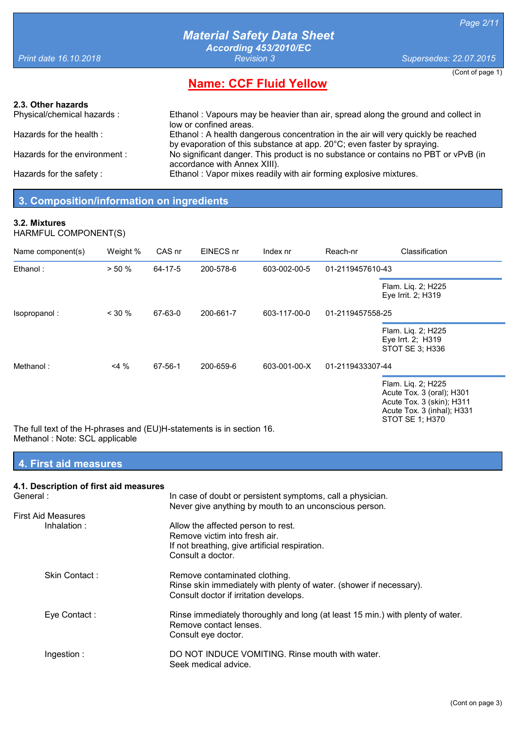(Cont of page 1)

## Name: CCF Fluid Yellow

### 2.3. Other hazards

| | |
|---|---|
| Physical/chemical hazards : | Ethanol : Vapours may be heavier than air, spread along the ground and collect in low or confined areas. |
| Hazards for the health : | Ethanol : A health dangerous concentration in the air will very quickly be reached by evaporation of this substance at app. 20°C; even faster by spraying. |
| Hazards for the environment : | No significant danger. This product is no substance or contains no PBT or vPvB (in accordance with Annex XIII). |
| Hazards for the safety : | Ethanol : Vapor mixes readily with air forming explosive mixtures. |

## 3. Composition/information on ingredients

### 3.2. Mixtures

HARMFUL COMPONENT(S)

| Name component(s) | Weight % | CAS nr | EINECS nr | Index nr | Reach-nr | Classification |
|---|---|---|---|---|---|---|
| Ethanol : | > 50 % | 64-17-5 | 200-578-6 | 603-002-00-5 | 01-2119457610-43 | Flam. Liq. 2; H225<br>Eye Irrit. 2; H319 |
| Isopropanol : | < 30 % | 67-63-0 | 200-661-7 | 603-117-00-0 | 01-2119457558-25 | Flam. Liq. 2; H225<br>Eye Irrt. 2; H319<br>STOT SE 3; H336 |
| Methanol : | <4 % | 67-56-1 | 200-659-6 | 603-001-00-X | 01-2119433307-44 | Flam. Liq. 2; H225<br>Acute Tox. 3 (oral); H301<br>Acute Tox. 3 (skin); H311<br>Acute Tox. 3 (inhal); H331<br>STOT SE 1; H370 |

The full text of the H-phrases and (EU)H-statements is in section 16.
Methanol : Note: SCL applicable

## 4. First aid measures

### 4.1. Description of first aid measures

General :
In case of doubt or persistent symptoms, call a physician.
Never give anything by mouth to an unconscious person.

First Aid Measures

Inhalation :
Allow the affected person to rest.
Remove victim into fresh air.
If not breathing, give artificial respiration.
Consult a doctor.

Skin Contact :
Remove contaminated clothing.
Rinse skin immediately with plenty of water. (shower if necessary).
Consult doctor if irritation develops.

Eye Contact :
Rinse immediately thoroughly and long (at least 15 min.) with plenty of water.
Remove contact lenses.
Consult eye doctor.

Ingestion :
DO NOT INDUCE VOMITING. Rinse mouth with water.
Seek medical advice.

(Cont on page 3)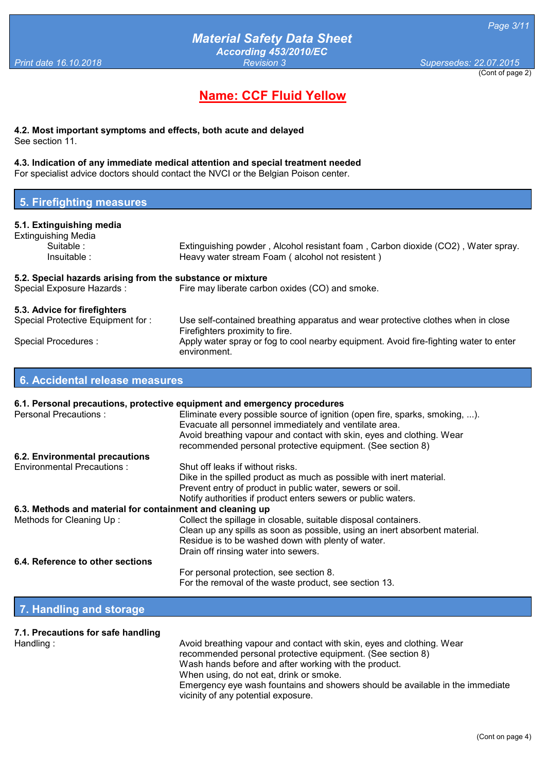## Name: CCF Fluid Yellow

**4.2. Most important symptoms and effects, both acute and delayed**
See section 11.

**4.3. Indication of any immediate medical attention and special treatment needed**
For specialist advice doctors should contact the NVCI or the Belgian Poison center.

## 5. Firefighting measures

**5.1. Extinguishing media**

Extinguishing Media

| | |
|---|---|
| Suitable : | Extinguishing powder , Alcohol resistant foam , Carbon dioxide ($CO_2$) , Water spray. |
| Insuitable : | Heavy water stream Foam ( alcohol not resistent ) |

**5.2. Special hazards arising from the substance or mixture**

| | |
|---|---|
| Special Exposure Hazards : | Fire may liberate carbon oxides (CO) and smoke. |

**5.3. Advice for firefighters**

| | |
|---|---|
| Special Protective Equipment for : Firefighters | Use self-contained breathing apparatus and wear protective clothes when in close proximity to fire. |
| Special Procedures : | Apply water spray or fog to cool nearby equipment. Avoid fire-fighting water to enter environment. |

## 6. Accidental release measures

**6.1. Personal precautions, protective equipment and emergency procedures**

Personal Precautions :
Eliminate every possible source of ignition (open fire, sparks, smoking, ...).
Evacuate all personnel immediately and ventilate area.
Avoid breathing vapour and contact with skin, eyes and clothing. Wear recommended personal protective equipment. (See section 8)

**6.2. Environmental precautions**

Environmental Precautions :
Shut off leaks if without risks.
Dike in the spilled product as much as possible with inert material.
Prevent entry of product in public water, sewers or soil.
Notify authorities if product enters sewers or public waters.

**6.3. Methods and material for containment and cleaning up**

Methods for Cleaning Up :
Collect the spillage in closable, suitable disposal containers.
Clean up any spills as soon as possible, using an inert absorbent material.
Residue is to be washed down with plenty of water.
Drain off rinsing water into sewers.

**6.4. Reference to other sections**

For personal protection, see section 8.
For the removal of the waste product, see section 13.

## 7. Handling and storage

**7.1. Precautions for safe handling**

Handling :
Avoid breathing vapour and contact with skin, eyes and clothing. Wear recommended personal protective equipment. (See section 8)
Wash hands before and after working with the product.
When using, do not eat, drink or smoke.
Emergency eye wash fountains and showers should be available in the immediate vicinity of any potential exposure.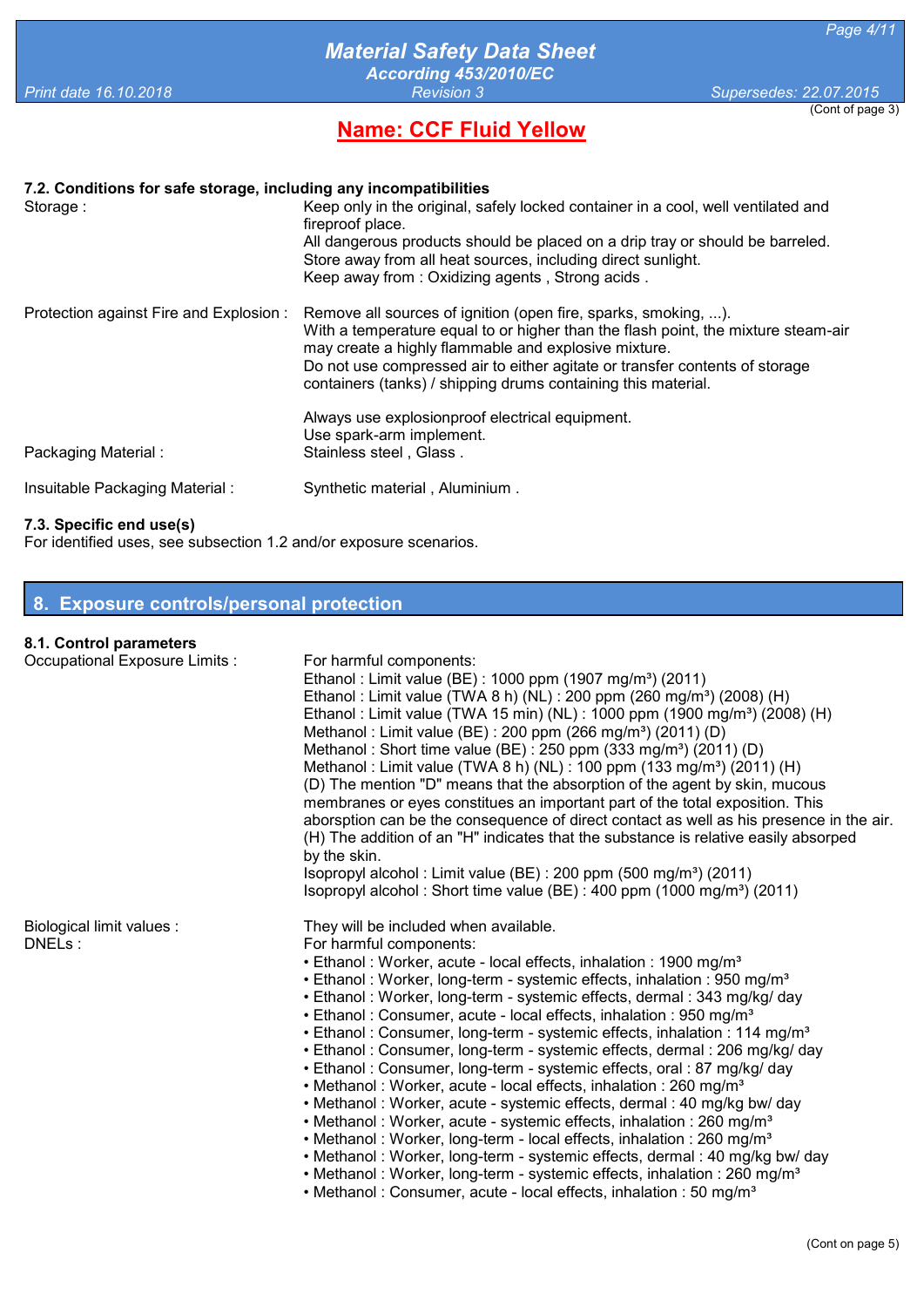## Name: CCF Fluid Yellow

(Cont of page 3)

### 7.2. Conditions for safe storage, including any incompatibilities

Storage : Keep only in the original, safely locked container in a cool, well ventilated and fireproof place.
All dangerous products should be placed on a drip tray or should be barreled.
Store away from all heat sources, including direct sunlight.
Keep away from : Oxidizing agents , Strong acids .

Protection against Fire and Explosion : Remove all sources of ignition (open fire, sparks, smoking, ...).
With a temperature equal to or higher than the flash point, the mixture steam-air may create a highly flammable and explosive mixture.
Do not use compressed air to either agitate or transfer contents of storage containers (tanks) / shipping drums containing this material.

Always use explosionproof electrical equipment.
Use spark-arm implement.

Packaging Material : Stainless steel , Glass .

Insuitable Packaging Material : Synthetic material , Aluminium .

### 7.3. Specific end use(s)

For identified uses, see subsection 1.2 and/or exposure scenarios.

## 8. Exposure controls/personal protection

### 8.1. Control parameters

Occupational Exposure Limits : For harmful components:
Ethanol : Limit value (BE) : 1000 ppm (1907 mg/m³) (2011)
Ethanol : Limit value (TWA 8 h) (NL) : 200 ppm (260 mg/m³) (2008) (H)
Ethanol : Limit value (TWA 15 min) (NL) : 1000 ppm (1900 mg/m³) (2008) (H)
Methanol : Limit value (BE) : 200 ppm (266 mg/m³) (2011) (D)
Methanol : Short time value (BE) : 250 ppm (333 mg/m³) (2011) (D)
Methanol : Limit value (TWA 8 h) (NL) : 100 ppm (133 mg/m³) (2011) (H)
(D) The mention "D" means that the absorption of the agent by skin, mucous membranes or eyes constitues an important part of the total exposition. This aborsption can be the consequence of direct contact as well as his presence in the air.
(H) The addition of an "H" indicates that the substance is relative easily absorped by the skin.
Isopropyl alcohol : Limit value (BE) : 200 ppm (500 mg/m³) (2011)
Isopropyl alcohol : Short time value (BE) : 400 ppm (1000 mg/m³) (2011)

Biological limit values : They will be included when available.

DNELs : For harmful components:

- Ethanol : Worker, acute - local effects, inhalation : 1900 mg/m³
- Ethanol : Worker, long-term - systemic effects, inhalation : 950 mg/m³
- Ethanol : Worker, long-term - systemic effects, dermal : 343 mg/kg/ day
- Ethanol : Consumer, acute - local effects, inhalation : 950 mg/m³
- Ethanol : Consumer, long-term - systemic effects, inhalation : 114 mg/m³
- Ethanol : Consumer, long-term - systemic effects, dermal : 206 mg/kg/ day
- Ethanol : Consumer, long-term - systemic effects, oral : 87 mg/kg/ day
- Methanol : Worker, acute - local effects, inhalation : 260 mg/m³
- Methanol : Worker, acute - systemic effects, dermal : 40 mg/kg bw/ day
- Methanol : Worker, acute - systemic effects, inhalation : 260 mg/m³
- Methanol : Worker, long-term - local effects, inhalation : 260 mg/m³
- Methanol : Worker, long-term - systemic effects, dermal : 40 mg/kg bw/ day
- Methanol : Worker, long-term - systemic effects, inhalation : 260 mg/m³
- Methanol : Consumer, acute - local effects, inhalation : 50 mg/m³

(Cont on page 5)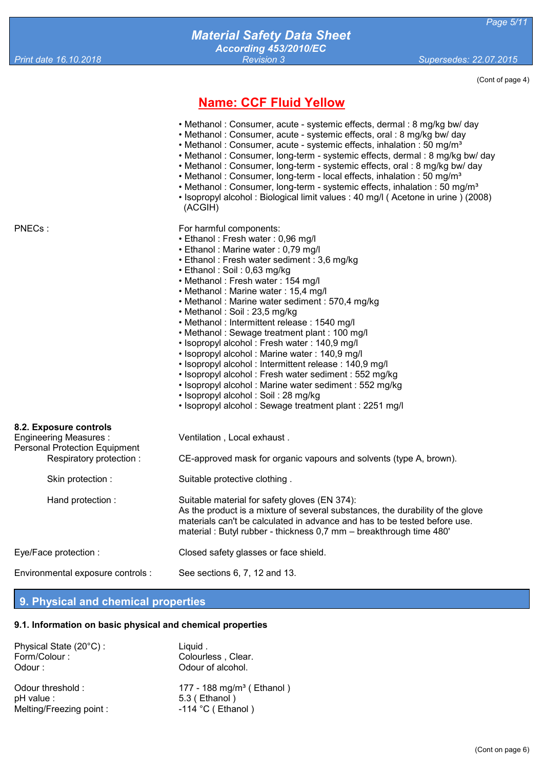(Cont of page 4)

## Name: CCF Fluid Yellow

- Methanol : Consumer, acute - systemic effects, dermal : 8 mg/kg bw/ day
- Methanol : Consumer, acute - systemic effects, oral : 8 mg/kg bw/ day
- Methanol : Consumer, acute - systemic effects, inhalation : 50 mg/m³
- Methanol : Consumer, long-term - systemic effects, dermal : 8 mg/kg bw/ day
- Methanol : Consumer, long-term - systemic effects, oral : 8 mg/kg bw/ day
- Methanol : Consumer, long-term - local effects, inhalation : 50 mg/m³
- Methanol : Consumer, long-term - systemic effects, inhalation : 50 mg/m³
- Isopropyl alcohol : Biological limit values : 40 mg/l ( Acetone in urine ) (2008) (ACGIH)

PNECs :

For harmful components:

- Ethanol : Fresh water : 0,96 mg/l
- Ethanol : Marine water : 0,79 mg/l
- Ethanol : Fresh water sediment : 3,6 mg/kg
- Ethanol : Soil : 0,63 mg/kg
- Methanol : Fresh water : 154 mg/l
- Methanol : Marine water : 15,4 mg/l
- Methanol : Marine water sediment : 570,4 mg/kg
- Methanol : Soil : 23,5 mg/kg
- Methanol : Intermittent release : 1540 mg/l
- Methanol : Sewage treatment plant : 100 mg/l
- Isopropyl alcohol : Fresh water : 140,9 mg/l
- Isopropyl alcohol : Marine water : 140,9 mg/l
- Isopropyl alcohol : Intermittent release : 140,9 mg/l
- Isopropyl alcohol : Fresh water sediment : 552 mg/kg
- Isopropyl alcohol : Marine water sediment : 552 mg/kg
- Isopropyl alcohol : Soil : 28 mg/kg
- Isopropyl alcohol : Sewage treatment plant : 2251 mg/l

**8.2. Exposure controls**

Engineering Measures : Ventilation , Local exhaust .

Personal Protection Equipment

Respiratory protection : CE-approved mask for organic vapours and solvents (type A, brown).

Skin protection : Suitable protective clothing .

Hand protection : Suitable material for safety gloves (EN 374):
As the product is a mixture of several substances, the durability of the glove materials can't be calculated in advance and has to be tested before use.
material : Butyl rubber - thickness 0,7 mm – breakthrough time 480'

Eye/Face protection : Closed safety glasses or face shield.

Environmental exposure controls : See sections 6, 7, 12 and 13.

## 9. Physical and chemical properties

**9.1. Information on basic physical and chemical properties**

Physical State (20°C) : Liquid .
Form/Colour : Colourless , Clear.
Odour : Odour of alcohol.

Odour threshold : 177 - 188 mg/m³ ( Ethanol )
pH value : 5.3 ( Ethanol )
Melting/Freezing point : -114 °C ( Ethanol )

(Cont on page 6)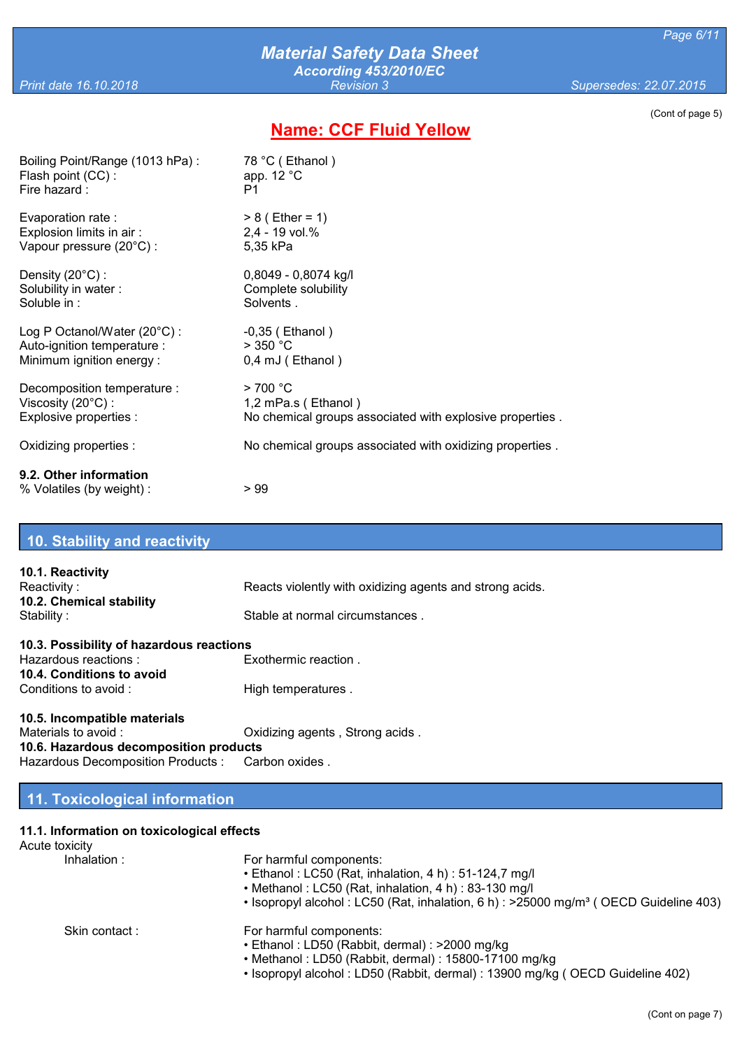(Cont of page 5)

## Name: CCF Fluid Yellow

| | |
|---|---|
| Boiling Point/Range (1013 hPa) : | 78 °C ( Ethanol ) |
| Flash point (CC) : | app. 12 °C |
| Fire hazard : | P1 |
| Evaporation rate : | > 8 ( Ether = 1) |
| Explosion limits in air : | 2,4 - 19 vol.% |
| Vapour pressure (20°C) : | 5,35 kPa |
| Density (20°C) : | 0,8049 - 0,8074 kg/l |
| Solubility in water : | Complete solubility |
| Soluble in : | Solvents . |
| Log P Octanol/Water (20°C) : | -0,35 ( Ethanol ) |
| Auto-ignition temperature : | > 350 °C |
| Minimum ignition energy : | 0,4 mJ ( Ethanol ) |
| Decomposition temperature : | > 700 °C |
| Viscosity (20°C) : | 1,2 mPa.s ( Ethanol ) |
| Explosive properties : | No chemical groups associated with explosive properties . |
| Oxidizing properties : | No chemical groups associated with oxidizing properties . |

**9.2. Other information**

% Volatiles (by weight) : > 99

## 10. Stability and reactivity

**10.1. Reactivity**

Reactivity : Reacts violently with oxidizing agents and strong acids.

**10.2. Chemical stability**

Stability : Stable at normal circumstances .

**10.3. Possibility of hazardous reactions**

Hazardous reactions : Exothermic reaction .

**10.4. Conditions to avoid**

Conditions to avoid : High temperatures .

**10.5. Incompatible materials**

Materials to avoid : Oxidizing agents , Strong acids .

**10.6. Hazardous decomposition products**

Hazardous Decomposition Products : Carbon oxides .

## 11. Toxicological information

**11.1. Information on toxicological effects**

Acute toxicity

Inhalation : For harmful components:

- Ethanol : LC50 (Rat, inhalation, 4 h) : 51-124,7 mg/l
- Methanol : LC50 (Rat, inhalation, 4 h) : 83-130 mg/l
- Isopropyl alcohol : LC50 (Rat, inhalation, 6 h) : >25000 mg/m³ ( OECD Guideline 403)

Skin contact : For harmful components:

- Ethanol : LD50 (Rabbit, dermal) : >2000 mg/kg
- Methanol : LD50 (Rabbit, dermal) : 15800-17100 mg/kg
- Isopropyl alcohol : LD50 (Rabbit, dermal) : 13900 mg/kg ( OECD Guideline 402)

(Cont on page 7)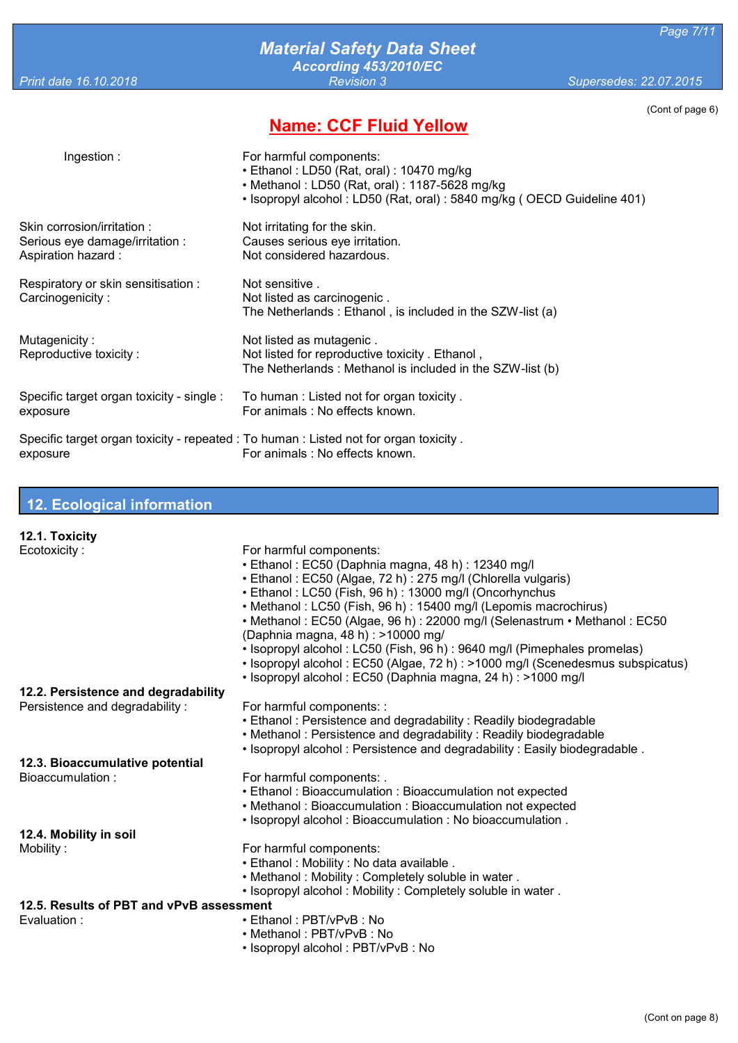(Cont of page 6)

## Name: CCF Fluid Yellow

| | |
|---|---|
| Ingestion : | For harmful components:<br>• Ethanol : LD50 (Rat, oral) : 10470 mg/kg<br>• Methanol : LD50 (Rat, oral) : 1187-5628 mg/kg<br>• Isopropyl alcohol : LD50 (Rat, oral) : 5840 mg/kg ( OECD Guideline 401) |
| Skin corrosion/irritation : | Not irritating for the skin. |
| Serious eye damage/irritation : | Causes serious eye irritation. |
| Aspiration hazard : | Not considered hazardous. |
| Respiratory or skin sensitisation : | Not sensitive . |
| Carcinogenicity : | Not listed as carcinogenic .<br>The Netherlands : Ethanol , is included in the SZW-list (a) |
| Mutagenicity : | Not listed as mutagenic . |
| Reproductive toxicity : | Not listed for reproductive toxicity . Ethanol ,<br>The Netherlands : Methanol is included in the SZW-list (b) |
| Specific target organ toxicity - single exposure : | To human : Listed not for organ toxicity .<br>For animals : No effects known. |
| Specific target organ toxicity - repeated exposure : | To human : Listed not for organ toxicity .<br>For animals : No effects known. |

## 12. Ecological information

### 12.1. Toxicity

Ecotoxicity :

For harmful components:
- Ethanol : EC50 (Daphnia magna, 48 h) : 12340 mg/l
- Ethanol : EC50 (Algae, 72 h) : 275 mg/l (Chlorella vulgaris)
- Ethanol : LC50 (Fish, 96 h) : 13000 mg/l (Oncorhynchus
- Methanol : LC50 (Fish, 96 h) : 15400 mg/l (Lepomis macrochirus)
- Methanol : EC50 (Algae, 96 h) : 22000 mg/l (Selenastrum • Methanol : EC50 (Daphnia magna, 48 h) : >10000 mg/
- Isopropyl alcohol : LC50 (Fish, 96 h) : 9640 mg/l (Pimephales promelas)
- Isopropyl alcohol : EC50 (Algae, 72 h) : >1000 mg/l (Scenedesmus subspicatus)
- Isopropyl alcohol : EC50 (Daphnia magna, 24 h) : >1000 mg/l

### 12.2. Persistence and degradability

Persistence and degradability :

For harmful components: :
- Ethanol : Persistence and degradability : Readily biodegradable
- Methanol : Persistence and degradability : Readily biodegradable
- Isopropyl alcohol : Persistence and degradability : Easily biodegradable .

### 12.3. Bioaccumulative potential

Bioaccumulation :

For harmful components: .
- Ethanol : Bioaccumulation : Bioaccumulation not expected
- Methanol : Bioaccumulation : Bioaccumulation not expected
- Isopropyl alcohol : Bioaccumulation : No bioaccumulation .

### 12.4. Mobility in soil

Mobility :

For harmful components:
- Ethanol : Mobility : No data available .
- Methanol : Mobility : Completely soluble in water .
- Isopropyl alcohol : Mobility : Completely soluble in water .

### 12.5. Results of PBT and vPvB assessment

Evaluation :
- Ethanol : PBT/vPvB : No
- Methanol : PBT/vPvB : No
- Isopropyl alcohol : PBT/vPvB : No

(Cont on page 8)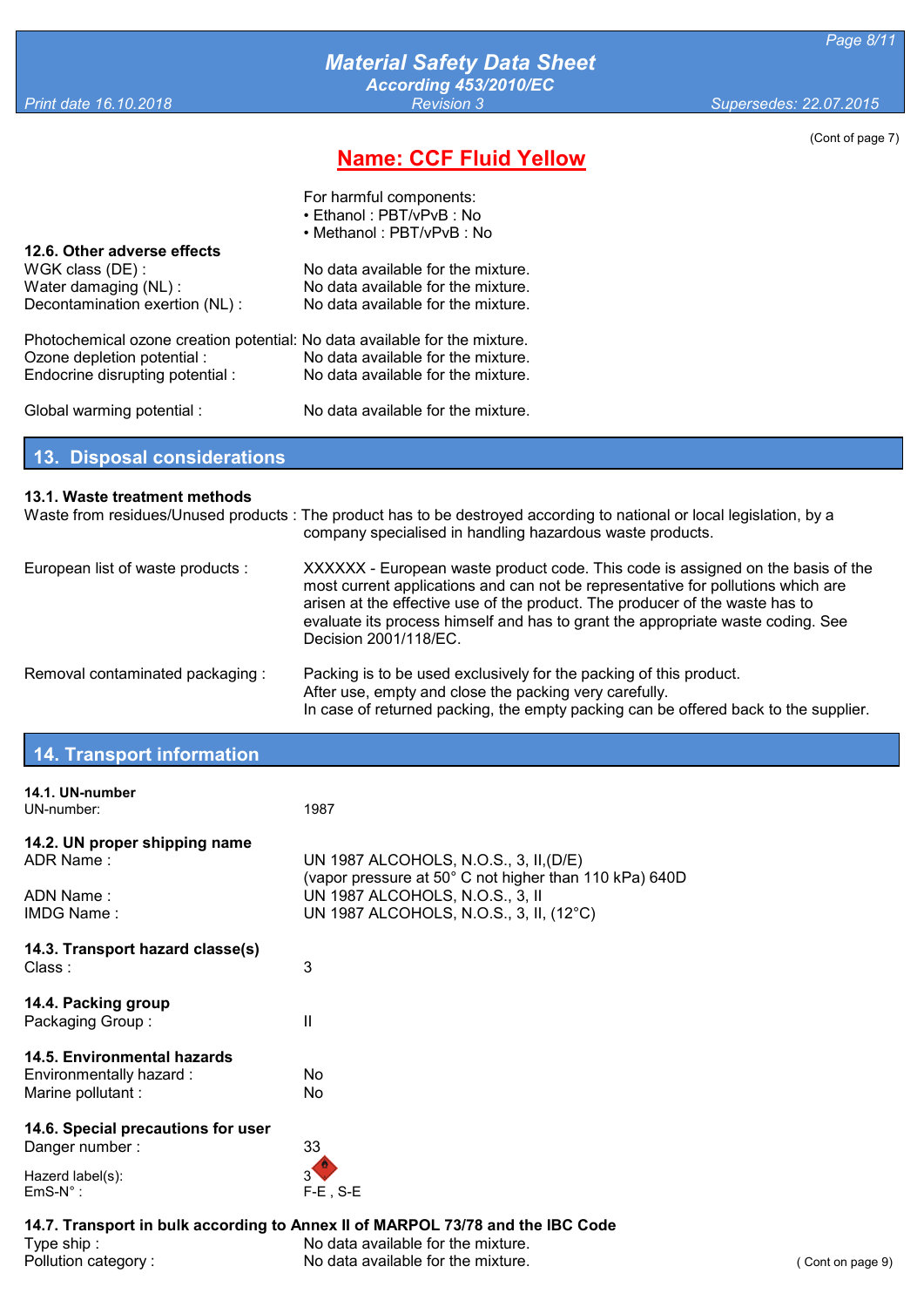(Cont of page 7)

# Name: CCF Fluid Yellow

For harmful components:
- Ethanol : PBT/vPvB : No
- Methanol : PBT/vPvB : No

### 12.6. Other adverse effects

WGK class (DE) : No data available for the mixture.
Water damaging (NL) : No data available for the mixture.
Decontamination exertion (NL) : No data available for the mixture.

Photochemical ozone creation potential: No data available for the mixture.
Ozone depletion potential : No data available for the mixture.
Endocrine disrupting potential : No data available for the mixture.

Global warming potential : No data available for the mixture.

## 13. Disposal considerations

### 13.1. Waste treatment methods

Waste from residues/Unused products : The product has to be destroyed according to national or local legislation, by a company specialised in handling hazardous waste products.

European list of waste products : XXXXXX - European waste product code. This code is assigned on the basis of the most current applications and can not be representative for pollutions which are arisen at the effective use of the product. The producer of the waste has to evaluate its process himself and has to grant the appropriate waste coding. See Decision 2001/118/EC.

Removal contaminated packaging : Packing is to be used exclusively for the packing of this product.
After use, empty and close the packing very carefully.
In case of returned packing, the empty packing can be offered back to the supplier.

## 14. Transport information

### 14.1. UN-number

UN-number: 1987

### 14.2. UN proper shipping name

ADR Name : UN 1987 ALCOHOLS, N.O.S., 3, II,(D/E)
(vapor pressure at 50° C not higher than 110 kPa) 640D
ADN Name : UN 1987 ALCOHOLS, N.O.S., 3, II
IMDG Name : UN 1987 ALCOHOLS, N.O.S., 3, II, (12°C)

### 14.3. Transport hazard classe(s)

Class : 3

### 14.4. Packing group

Packaging Group : II

### 14.5. Environmental hazards

Environmentally hazard : No
Marine pollutant : No

### 14.6. Special precautions for user

Danger number : 33

Hazard label(s): 3
EmS-N° : F-E , S-E

### 14.7. Transport in bulk according to Annex II of MARPOL 73/78 and the IBC Code

Type ship : No data available for the mixture.
Pollution category : No data available for the mixture.

( Cont on page 9)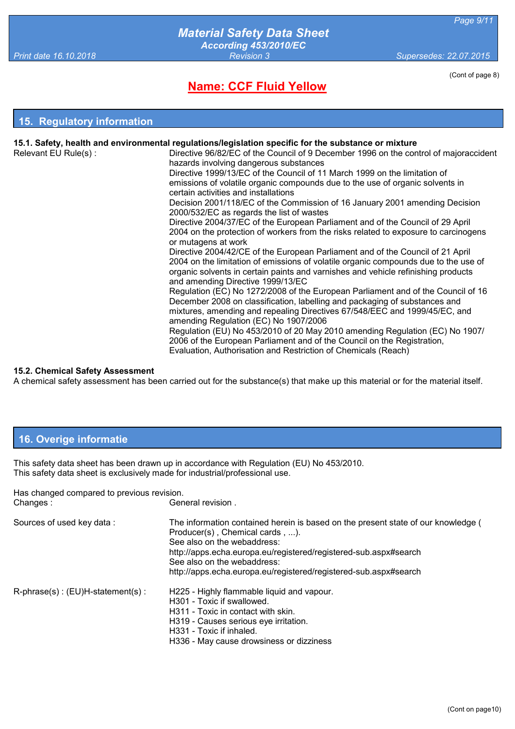(Cont of page 8)

# Name: CCF Fluid Yellow

## 15. Regulatory information

### 15.1. Safety, health and environmental regulations/legislation specific for the substance or mixture

| | |
|---|---|
| Relevant EU Rule(s) : | Directive 96/82/EC of the Council of 9 December 1996 on the control of majoraccident hazards involving dangerous substances<br>Directive 1999/13/EC of the Council of 11 March 1999 on the limitation of emissions of volatile organic compounds due to the use of organic solvents in certain activities and installations<br>Decision 2001/118/EC of the Commission of 16 January 2001 amending Decision 2000/532/EC as regards the list of wastes<br>Directive 2004/37/EC of the European Parliament and of the Council of 29 April 2004 on the protection of workers from the risks related to exposure to carcinogens or mutagens at work<br>Directive 2004/42/CE of the European Parliament and of the Council of 21 April 2004 on the limitation of emissions of volatile organic compounds due to the use of organic solvents in certain paints and varnishes and vehicle refinishing products and amending Directive 1999/13/EC<br>Regulation (EC) No 1272/2008 of the European Parliament and of the Council of 16 December 2008 on classification, labelling and packaging of substances and mixtures, amending and repealing Directives 67/548/EEC and 1999/45/EC, and amending Regulation (EC) No 1907/2006<br>Regulation (EU) No 453/2010 of 20 May 2010 amending Regulation (EC) No 1907/ 2006 of the European Parliament and the Council on the Registration, Evaluation, Authorisation and Restriction of Chemicals (Reach) |

### 15.2. Chemical Safety Assessment

A chemical safety assessment has been carried out for the substance(s) that make up this material or for the material itself.

## 16. Overige informatie

This safety data sheet has been drawn up in accordance with Regulation (EU) No 453/2010.
This safety data sheet is exclusively made for industrial/professional use.

Has changed compared to previous revision.

| | |
|---|---|
| Changes : | General revision . |
| Sources of used key data : | The information contained herein is based on the present state of our knowledge ( Producer(s) , Chemical cards , ...).<br>See also on the webaddress:<br>http://apps.echa.europa.eu/registered/registered-sub.aspx#search<br>See also on the webaddress:<br>http://apps.echa.europa.eu/registered/registered-sub.aspx#search |
| R-phrase(s) : (EU)H-statement(s) : | H225 - Highly flammable liquid and vapour.<br>H301 - Toxic if swallowed.<br>H311 - Toxic in contact with skin.<br>H319 - Causes serious eye irritation.<br>H331 - Toxic if inhaled.<br>H336 - May cause drowsiness or dizziness |

(Cont on page10)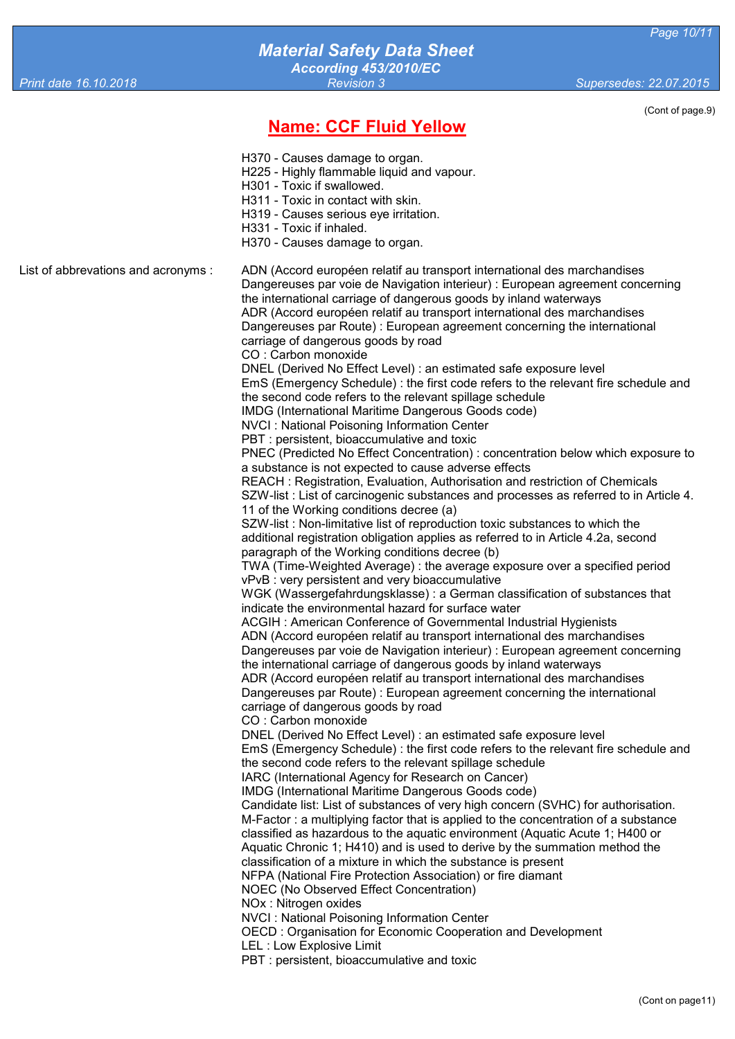(Cont of page.9)

## Name: CCF Fluid Yellow

H370 - Causes damage to organ.
H225 - Highly flammable liquid and vapour.
H301 - Toxic if swallowed.
H311 - Toxic in contact with skin.
H319 - Causes serious eye irritation.
H331 - Toxic if inhaled.
H370 - Causes damage to organ.

List of abbrevations and acronyms :

ADN (Accord européen relatif au transport international des marchandises Dangereuses par voie de Navigation interieur) : European agreement concerning the international carriage of dangerous goods by inland waterways
ADR (Accord européen relatif au transport international des marchandises Dangereuses par Route) : European agreement concerning the international carriage of dangerous goods by road
CO : Carbon monoxide
DNEL (Derived No Effect Level) : an estimated safe exposure level
EmS (Emergency Schedule) : the first code refers to the relevant fire schedule and the second code refers to the relevant spillage schedule
IMDG (International Maritime Dangerous Goods code)
NVCI : National Poisoning Information Center
PBT : persistent, bioaccumulative and toxic
PNEC (Predicted No Effect Concentration) : concentration below which exposure to a substance is not expected to cause adverse effects
REACH : Registration, Evaluation, Authorisation and restriction of Chemicals
SZW-list : List of carcinogenic substances and processes as referred to in Article 4. 11 of the Working conditions decree (a)
SZW-list : Non-limitative list of reproduction toxic substances to which the additional registration obligation applies as referred to in Article 4.2a, second paragraph of the Working conditions decree (b)
TWA (Time-Weighted Average) : the average exposure over a specified period
vPvB : very persistent and very bioaccumulative
WGK (Wassergefahrdungsklasse) : a German classification of substances that indicate the environmental hazard for surface water
ACGIH : American Conference of Governmental Industrial Hygienists
ADN (Accord européen relatif au transport international des marchandises Dangereuses par voie de Navigation interieur) : European agreement concerning the international carriage of dangerous goods by inland waterways
ADR (Accord européen relatif au transport international des marchandises Dangereuses par Route) : European agreement concerning the international carriage of dangerous goods by road
CO : Carbon monoxide
DNEL (Derived No Effect Level) : an estimated safe exposure level
EmS (Emergency Schedule) : the first code refers to the relevant fire schedule and the second code refers to the relevant spillage schedule
IARC (International Agency for Research on Cancer)
IMDG (International Maritime Dangerous Goods code)
Candidate list: List of substances of very high concern (SVHC) for authorisation.
M-Factor : a multiplying factor that is applied to the concentration of a substance classified as hazardous to the aquatic environment (Aquatic Acute 1; H400 or Aquatic Chronic 1; H410) and is used to derive by the summation method the classification of a mixture in which the substance is present
NFPA (National Fire Protection Association) or fire diamant
NOEC (No Observed Effect Concentration)
NOx : Nitrogen oxides
NVCI : National Poisoning Information Center
OECD : Organisation for Economic Cooperation and Development
LEL : Low Explosive Limit
PBT : persistent, bioaccumulative and toxic

(Cont on page11)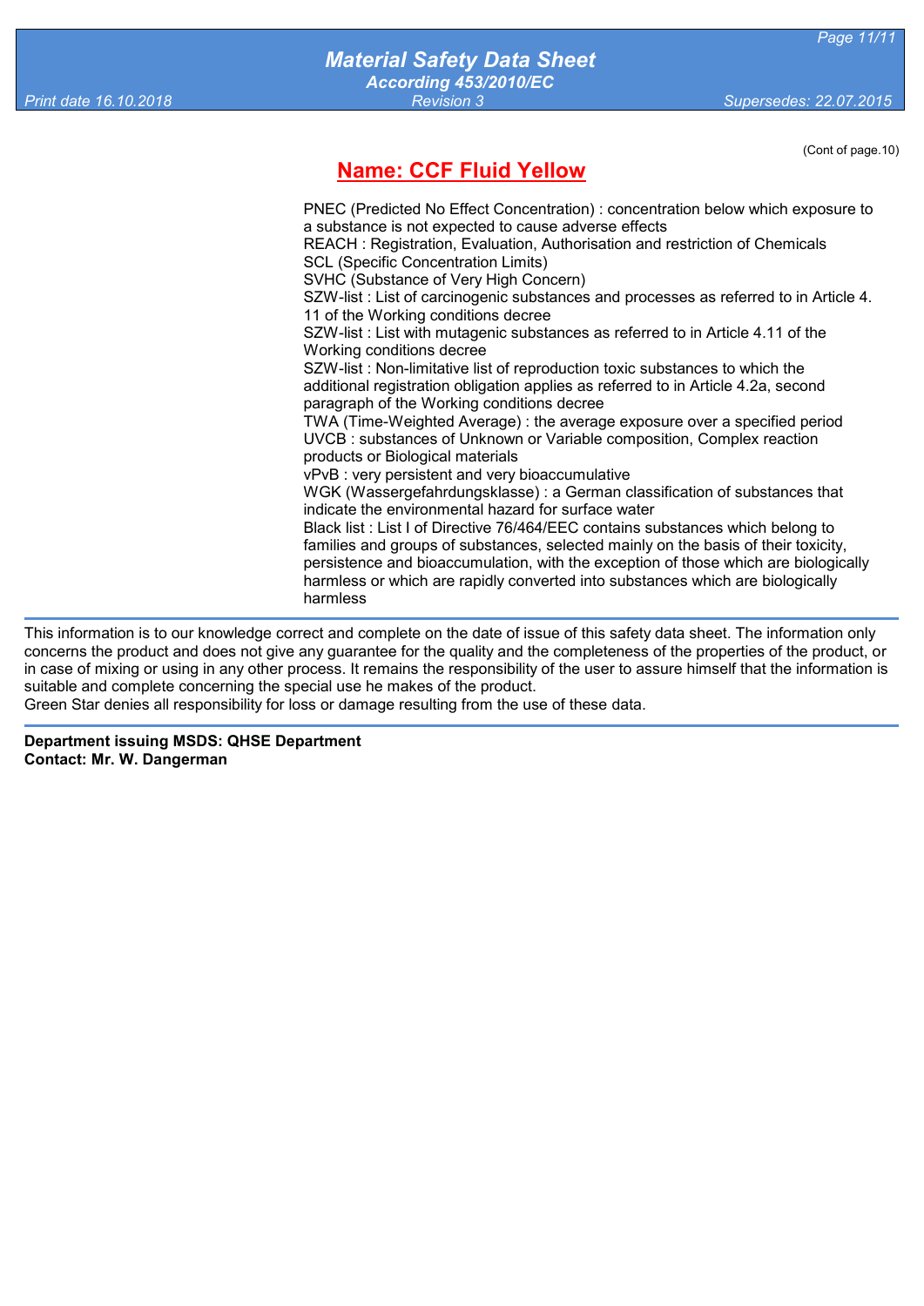(Cont of page.10)

## Name: CCF Fluid Yellow

PNEC (Predicted No Effect Concentration) : concentration below which exposure to a substance is not expected to cause adverse effects
REACH : Registration, Evaluation, Authorisation and restriction of Chemicals
SCL (Specific Concentration Limits)
SVHC (Substance of Very High Concern)
SZW-list : List of carcinogenic substances and processes as referred to in Article 4.11 of the Working conditions decree
SZW-list : List with mutagenic substances as referred to in Article 4.11 of the Working conditions decree
SZW-list : Non-limitative list of reproduction toxic substances to which the additional registration obligation applies as referred to in Article 4.2a, second paragraph of the Working conditions decree
TWA (Time-Weighted Average) : the average exposure over a specified period
UVCB : substances of Unknown or Variable composition, Complex reaction products or Biological materials
vPvB : very persistent and very bioaccumulative
WGK (Wassergefahrdungsklasse) : a German classification of substances that indicate the environmental hazard for surface water
Black list : List I of Directive 76/464/EEC contains substances which belong to families and groups of substances, selected mainly on the basis of their toxicity, persistence and bioaccumulation, with the exception of those which are biologically harmless or which are rapidly converted into substances which are biologically harmless

---

This information is to our knowledge correct and complete on the date of issue of this safety data sheet. The information only concerns the product and does not give any guarantee for the quality and the completeness of the properties of the product, or in case of mixing or using in any other process. It remains the responsibility of the user to assure himself that the information is suitable and complete concerning the special use he makes of the product.
Green Star denies all responsibility for loss or damage resulting from the use of these data.

---

**Department issuing MSDS: QHSE Department**
**Contact: Mr. W. Dangerman**